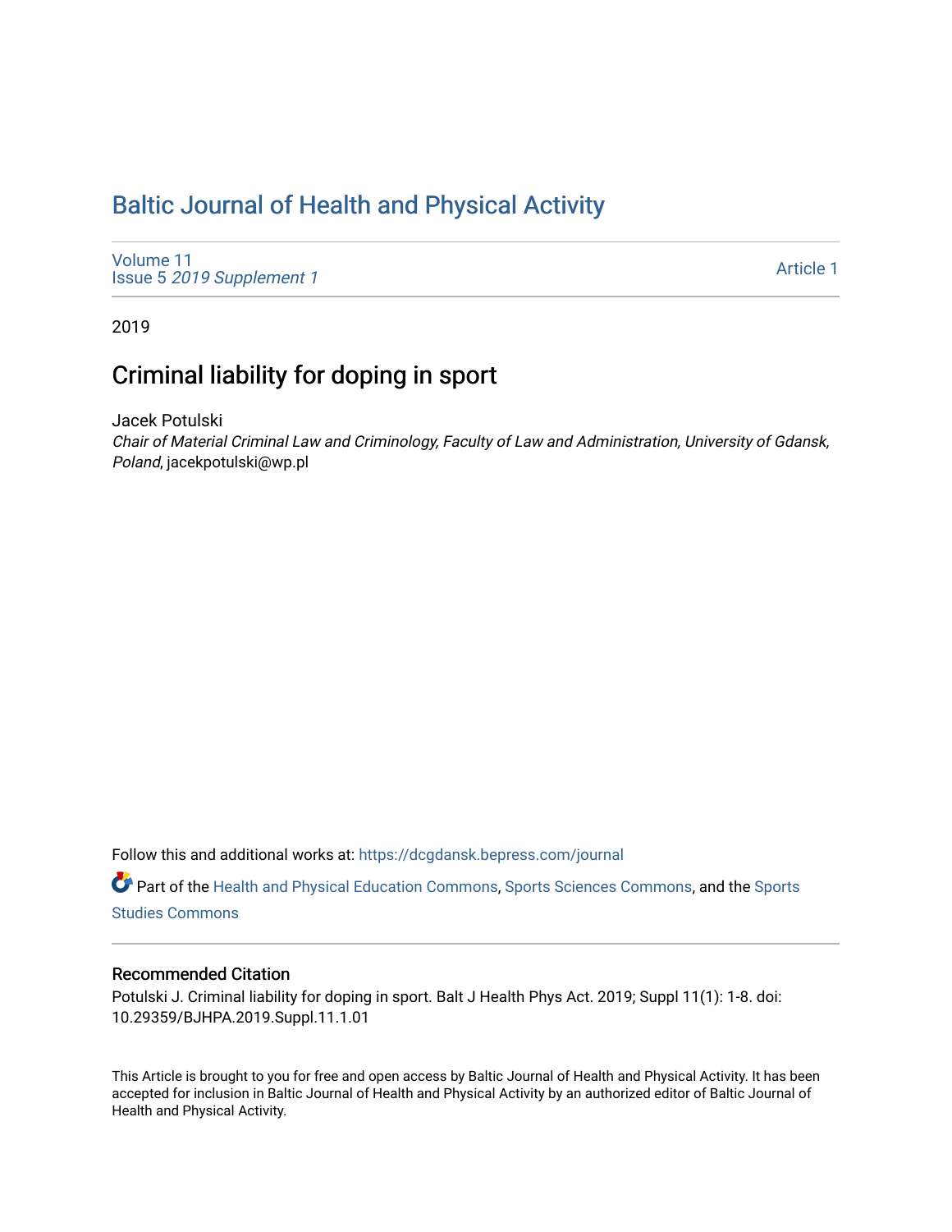# Baltic Journal of Health and Physical Activity

Volume 11
Issue 5 *2019 Supplement 1*

Article 1

2019

## Criminal liability for doping in sport

Jacek Potulski
*Chair of Material Criminal Law and Criminology, Faculty of Law and Administration, University of Gdansk, Poland*, jacekpotulski@wp.pl

Follow this and additional works at: https://dcgdansk.bepress.com/journal

Part of the Health and Physical Education Commons, Sports Sciences Commons, and the Sports Studies Commons

### Recommended Citation

Potulski J. Criminal liability for doping in sport. Balt J Health Phys Act. 2019; Suppl 11(1): 1-8. doi: 10.29359/BJHPA.2019.Suppl.11.1.01

This Article is brought to you for free and open access by Baltic Journal of Health and Physical Activity. It has been accepted for inclusion in Baltic Journal of Health and Physical Activity by an authorized editor of Baltic Journal of Health and Physical Activity.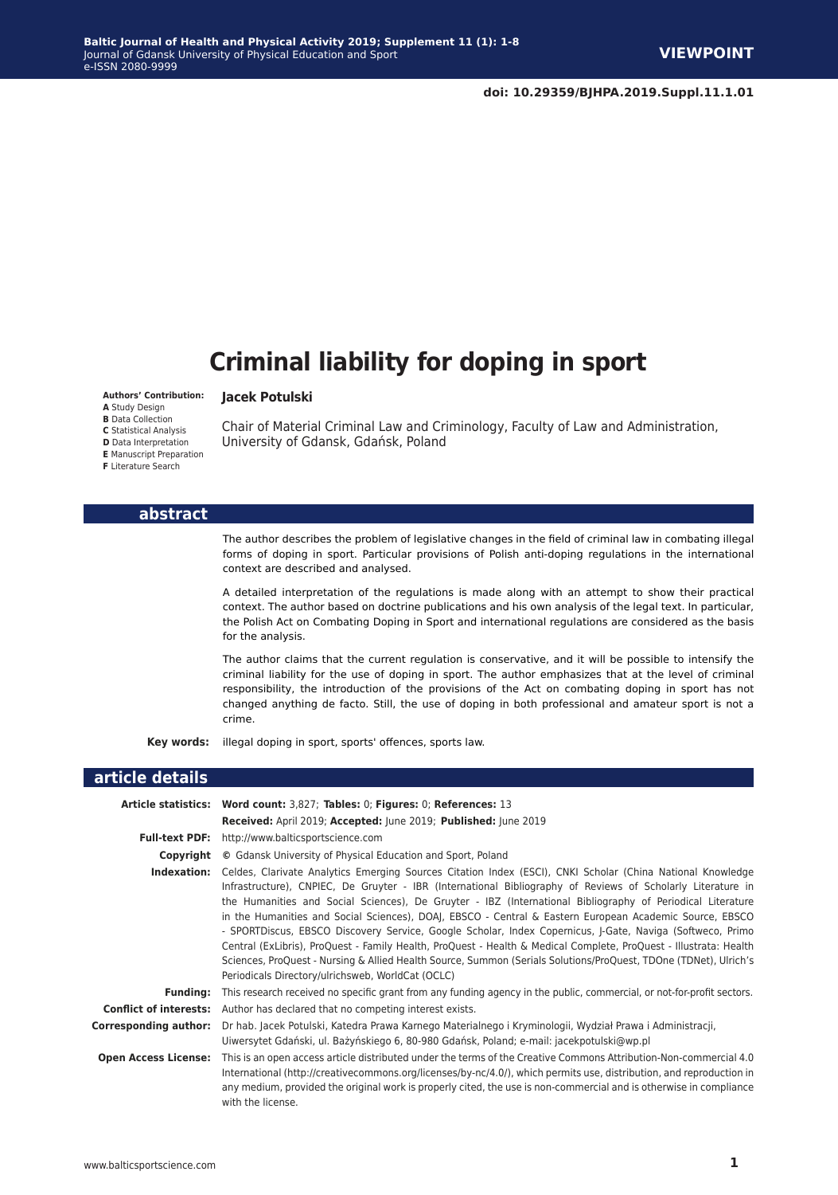doi: 10.29359/BJHPA.2019.Suppl.11.1.01

**VIEWPOINT**

# Criminal liability for doping in sport

**Authors' Contribution:**
**A** Study Design
**B** Data Collection
**C** Statistical Analysis
**D** Data Interpretation
**E** Manuscript Preparation
**F** Literature Search

**Jacek Potulski**

Chair of Material Criminal Law and Criminology, Faculty of Law and Administration, University of Gdansk, Gdańsk, Poland

## abstract

The author describes the problem of legislative changes in the field of criminal law in combating illegal forms of doping in sport. Particular provisions of Polish anti-doping regulations in the international context are described and analysed.

A detailed interpretation of the regulations is made along with an attempt to show their practical context. The author based on doctrine publications and his own analysis of the legal text. In particular, the Polish Act on Combating Doping in Sport and international regulations are considered as the basis for the analysis.

The author claims that the current regulation is conservative, and it will be possible to intensify the criminal liability for the use of doping in sport. The author emphasizes that at the level of criminal responsibility, the introduction of the provisions of the Act on combating doping in sport has not changed anything de facto. Still, the use of doping in both professional and amateur sport is not a crime.

**Key words:** illegal doping in sport, sports' offences, sports law.

## article details

**Article statistics:** **Word count:** 3,827; **Tables:** 0; **Figures:** 0; **References:** 13
**Received:** April 2019; **Accepted:** June 2019; **Published:** June 2019

**Full-text PDF:** http://www.balticsportscience.com

**Copyright** © Gdansk University of Physical Education and Sport, Poland

**Indexation:** Celdes, Clarivate Analytics Emerging Sources Citation Index (ESCI), CNKI Scholar (China National Knowledge Infrastructure), CNPIEC, De Gruyter - IBR (International Bibliography of Reviews of Scholarly Literature in the Humanities and Social Sciences), De Gruyter - IBZ (International Bibliography of Periodical Literature in the Humanities and Social Sciences), DOAJ, EBSCO - Central & Eastern European Academic Source, EBSCO - SPORTDiscus, EBSCO Discovery Service, Google Scholar, Index Copernicus, J-Gate, Naviga (Softweco, Primo Central (ExLibris), ProQuest - Family Health, ProQuest - Health & Medical Complete, ProQuest - Illustrata: Health Sciences, ProQuest - Nursing & Allied Health Source, Summon (Serials Solutions/ProQuest, TDOne (TDNet), Ulrich's Periodicals Directory/ulrichsweb, WorldCat (OCLC)

**Funding:** This research received no specific grant from any funding agency in the public, commercial, or not-for-profit sectors.

**Conflict of interests:** Author has declared that no competing interest exists.

**Corresponding author:** Dr hab. Jacek Potulski, Katedra Prawa Karnego Materialnego i Kryminologii, Wydział Prawa i Administracji, Uiwersytet Gdański, ul. Bażyńskiego 6, 80-980 Gdańsk, Poland; e-mail: jacekpotulski@wp.pl

**Open Access License:** This is an open access article distributed under the terms of the Creative Commons Attribution-Non-commercial 4.0 International (http://creativecommons.org/licenses/by-nc/4.0/), which permits use, distribution, and reproduction in any medium, provided the original work is properly cited, the use is non-commercial and is otherwise in compliance with the license.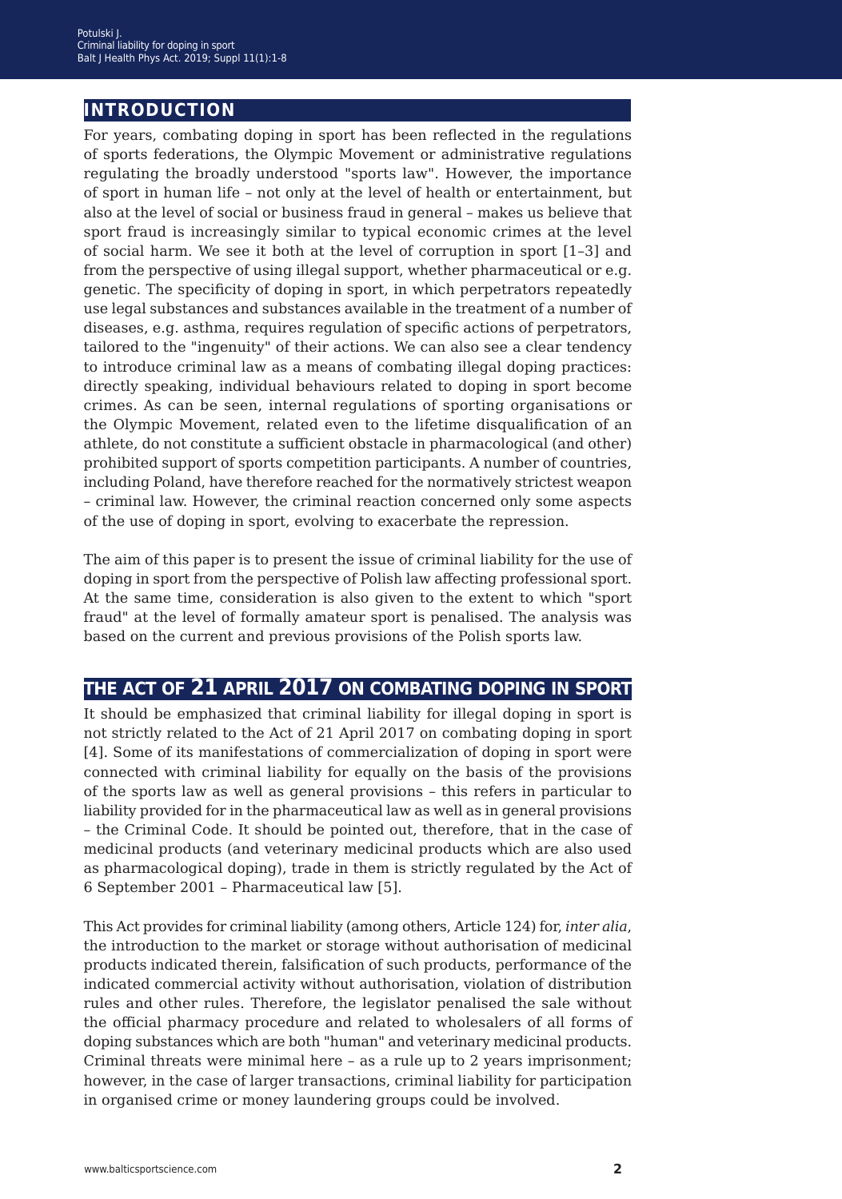## INTRODUCTION

For years, combating doping in sport has been reflected in the regulations of sports federations, the Olympic Movement or administrative regulations regulating the broadly understood "sports law". However, the importance of sport in human life – not only at the level of health or entertainment, but also at the level of social or business fraud in general – makes us believe that sport fraud is increasingly similar to typical economic crimes at the level of social harm. We see it both at the level of corruption in sport [1–3] and from the perspective of using illegal support, whether pharmaceutical or e.g. genetic. The specificity of doping in sport, in which perpetrators repeatedly use legal substances and substances available in the treatment of a number of diseases, e.g. asthma, requires regulation of specific actions of perpetrators, tailored to the "ingenuity" of their actions. We can also see a clear tendency to introduce criminal law as a means of combating illegal doping practices: directly speaking, individual behaviours related to doping in sport become crimes. As can be seen, internal regulations of sporting organisations or the Olympic Movement, related even to the lifetime disqualification of an athlete, do not constitute a sufficient obstacle in pharmacological (and other) prohibited support of sports competition participants. A number of countries, including Poland, have therefore reached for the normatively strictest weapon – criminal law. However, the criminal reaction concerned only some aspects of the use of doping in sport, evolving to exacerbate the repression.

The aim of this paper is to present the issue of criminal liability for the use of doping in sport from the perspective of Polish law affecting professional sport. At the same time, consideration is also given to the extent to which "sport fraud" at the level of formally amateur sport is penalised. The analysis was based on the current and previous provisions of the Polish sports law.

## THE ACT OF 21 APRIL 2017 ON COMBATING DOPING IN SPORT

It should be emphasized that criminal liability for illegal doping in sport is not strictly related to the Act of 21 April 2017 on combating doping in sport [4]. Some of its manifestations of commercialization of doping in sport were connected with criminal liability for equally on the basis of the provisions of the sports law as well as general provisions – this refers in particular to liability provided for in the pharmaceutical law as well as in general provisions – the Criminal Code. It should be pointed out, therefore, that in the case of medicinal products (and veterinary medicinal products which are also used as pharmacological doping), trade in them is strictly regulated by the Act of 6 September 2001 – Pharmaceutical law [5].

This Act provides for criminal liability (among others, Article 124) for, *inter alia*, the introduction to the market or storage without authorisation of medicinal products indicated therein, falsification of such products, performance of the indicated commercial activity without authorisation, violation of distribution rules and other rules. Therefore, the legislator penalised the sale without the official pharmacy procedure and related to wholesalers of all forms of doping substances which are both "human" and veterinary medicinal products. Criminal threats were minimal here – as a rule up to 2 years imprisonment; however, in the case of larger transactions, criminal liability for participation in organised crime or money laundering groups could be involved.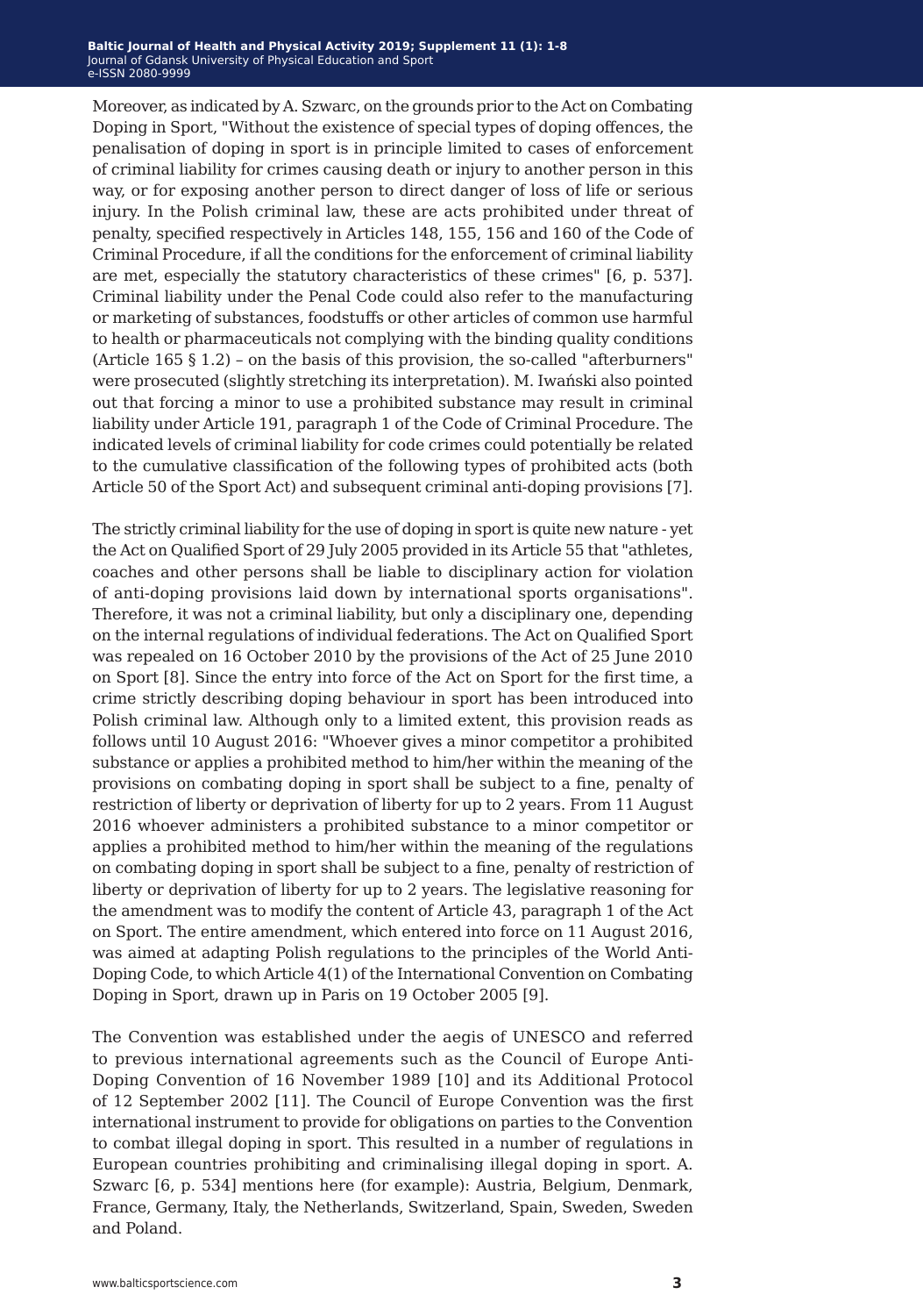Moreover, as indicated by A. Szwarc, on the grounds prior to the Act on Combating Doping in Sport, "Without the existence of special types of doping offences, the penalisation of doping in sport is in principle limited to cases of enforcement of criminal liability for crimes causing death or injury to another person in this way, or for exposing another person to direct danger of loss of life or serious injury. In the Polish criminal law, these are acts prohibited under threat of penalty, specified respectively in Articles 148, 155, 156 and 160 of the Code of Criminal Procedure, if all the conditions for the enforcement of criminal liability are met, especially the statutory characteristics of these crimes" [6, p. 537]. Criminal liability under the Penal Code could also refer to the manufacturing or marketing of substances, foodstuffs or other articles of common use harmful to health or pharmaceuticals not complying with the binding quality conditions (Article 165 § 1.2) – on the basis of this provision, the so-called "afterburners" were prosecuted (slightly stretching its interpretation). M. Iwański also pointed out that forcing a minor to use a prohibited substance may result in criminal liability under Article 191, paragraph 1 of the Code of Criminal Procedure. The indicated levels of criminal liability for code crimes could potentially be related to the cumulative classification of the following types of prohibited acts (both Article 50 of the Sport Act) and subsequent criminal anti-doping provisions [7].

The strictly criminal liability for the use of doping in sport is quite new nature - yet the Act on Qualified Sport of 29 July 2005 provided in its Article 55 that "athletes, coaches and other persons shall be liable to disciplinary action for violation of anti-doping provisions laid down by international sports organisations". Therefore, it was not a criminal liability, but only a disciplinary one, depending on the internal regulations of individual federations. The Act on Qualified Sport was repealed on 16 October 2010 by the provisions of the Act of 25 June 2010 on Sport [8]. Since the entry into force of the Act on Sport for the first time, a crime strictly describing doping behaviour in sport has been introduced into Polish criminal law. Although only to a limited extent, this provision reads as follows until 10 August 2016: "Whoever gives a minor competitor a prohibited substance or applies a prohibited method to him/her within the meaning of the provisions on combating doping in sport shall be subject to a fine, penalty of restriction of liberty or deprivation of liberty for up to 2 years. From 11 August 2016 whoever administers a prohibited substance to a minor competitor or applies a prohibited method to him/her within the meaning of the regulations on combating doping in sport shall be subject to a fine, penalty of restriction of liberty or deprivation of liberty for up to 2 years. The legislative reasoning for the amendment was to modify the content of Article 43, paragraph 1 of the Act on Sport. The entire amendment, which entered into force on 11 August 2016, was aimed at adapting Polish regulations to the principles of the World Anti-Doping Code, to which Article 4(1) of the International Convention on Combating Doping in Sport, drawn up in Paris on 19 October 2005 [9].

The Convention was established under the aegis of UNESCO and referred to previous international agreements such as the Council of Europe Anti-Doping Convention of 16 November 1989 [10] and its Additional Protocol of 12 September 2002 [11]. The Council of Europe Convention was the first international instrument to provide for obligations on parties to the Convention to combat illegal doping in sport. This resulted in a number of regulations in European countries prohibiting and criminalising illegal doping in sport. A. Szwarc [6, p. 534] mentions here (for example): Austria, Belgium, Denmark, France, Germany, Italy, the Netherlands, Switzerland, Spain, Sweden, Sweden and Poland.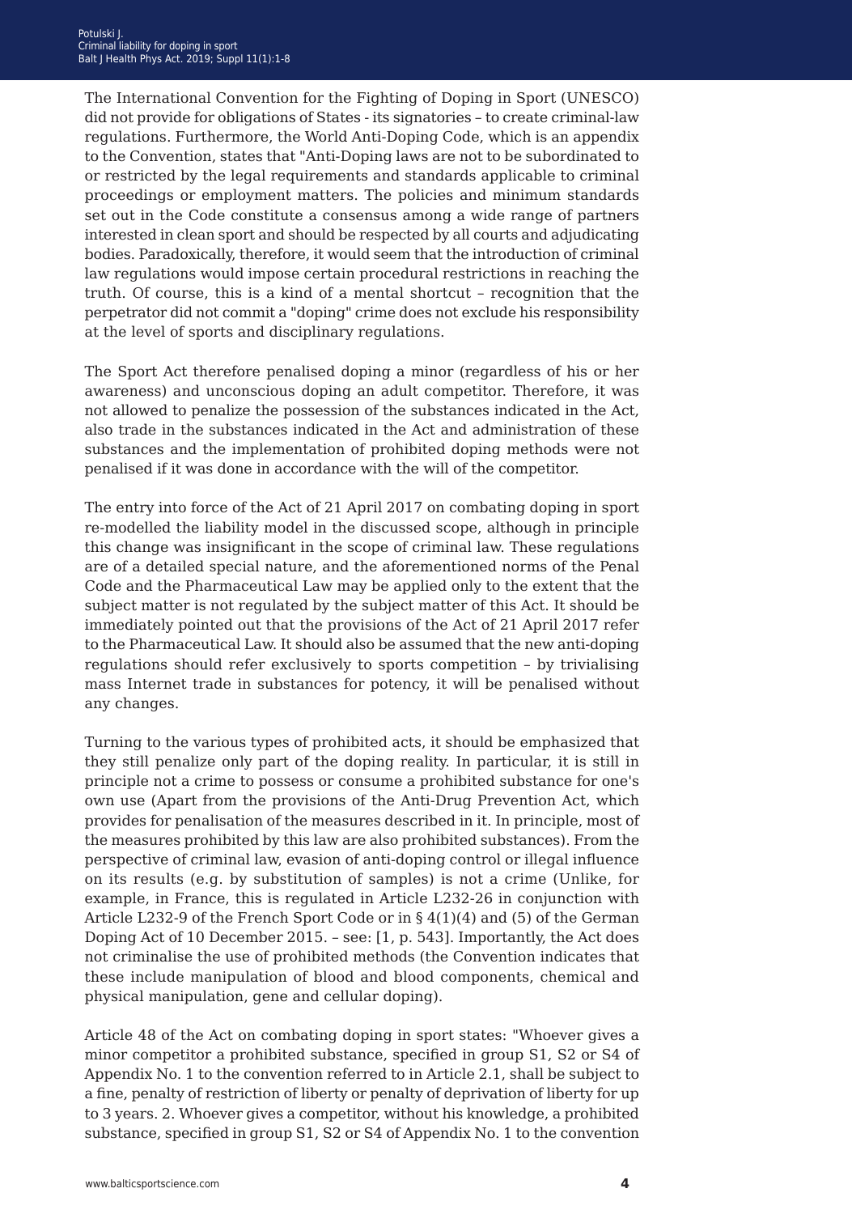The International Convention for the Fighting of Doping in Sport (UNESCO) did not provide for obligations of States - its signatories – to create criminal-law regulations. Furthermore, the World Anti-Doping Code, which is an appendix to the Convention, states that "Anti-Doping laws are not to be subordinated to or restricted by the legal requirements and standards applicable to criminal proceedings or employment matters. The policies and minimum standards set out in the Code constitute a consensus among a wide range of partners interested in clean sport and should be respected by all courts and adjudicating bodies. Paradoxically, therefore, it would seem that the introduction of criminal law regulations would impose certain procedural restrictions in reaching the truth. Of course, this is a kind of a mental shortcut – recognition that the perpetrator did not commit a "doping" crime does not exclude his responsibility at the level of sports and disciplinary regulations.

The Sport Act therefore penalised doping a minor (regardless of his or her awareness) and unconscious doping an adult competitor. Therefore, it was not allowed to penalize the possession of the substances indicated in the Act, also trade in the substances indicated in the Act and administration of these substances and the implementation of prohibited doping methods were not penalised if it was done in accordance with the will of the competitor.

The entry into force of the Act of 21 April 2017 on combating doping in sport re-modelled the liability model in the discussed scope, although in principle this change was insignificant in the scope of criminal law. These regulations are of a detailed special nature, and the aforementioned norms of the Penal Code and the Pharmaceutical Law may be applied only to the extent that the subject matter is not regulated by the subject matter of this Act. It should be immediately pointed out that the provisions of the Act of 21 April 2017 refer to the Pharmaceutical Law. It should also be assumed that the new anti-doping regulations should refer exclusively to sports competition – by trivialising mass Internet trade in substances for potency, it will be penalised without any changes.

Turning to the various types of prohibited acts, it should be emphasized that they still penalize only part of the doping reality. In particular, it is still in principle not a crime to possess or consume a prohibited substance for one's own use (Apart from the provisions of the Anti-Drug Prevention Act, which provides for penalisation of the measures described in it. In principle, most of the measures prohibited by this law are also prohibited substances). From the perspective of criminal law, evasion of anti-doping control or illegal influence on its results (e.g. by substitution of samples) is not a crime (Unlike, for example, in France, this is regulated in Article L232-26 in conjunction with Article L232-9 of the French Sport Code or in § 4(1)(4) and (5) of the German Doping Act of 10 December 2015. – see: [1, p. 543]. Importantly, the Act does not criminalise the use of prohibited methods (the Convention indicates that these include manipulation of blood and blood components, chemical and physical manipulation, gene and cellular doping).

Article 48 of the Act on combating doping in sport states: "Whoever gives a minor competitor a prohibited substance, specified in group S1, S2 or S4 of Appendix No. 1 to the convention referred to in Article 2.1, shall be subject to a fine, penalty of restriction of liberty or penalty of deprivation of liberty for up to 3 years. 2. Whoever gives a competitor, without his knowledge, a prohibited substance, specified in group S1, S2 or S4 of Appendix No. 1 to the convention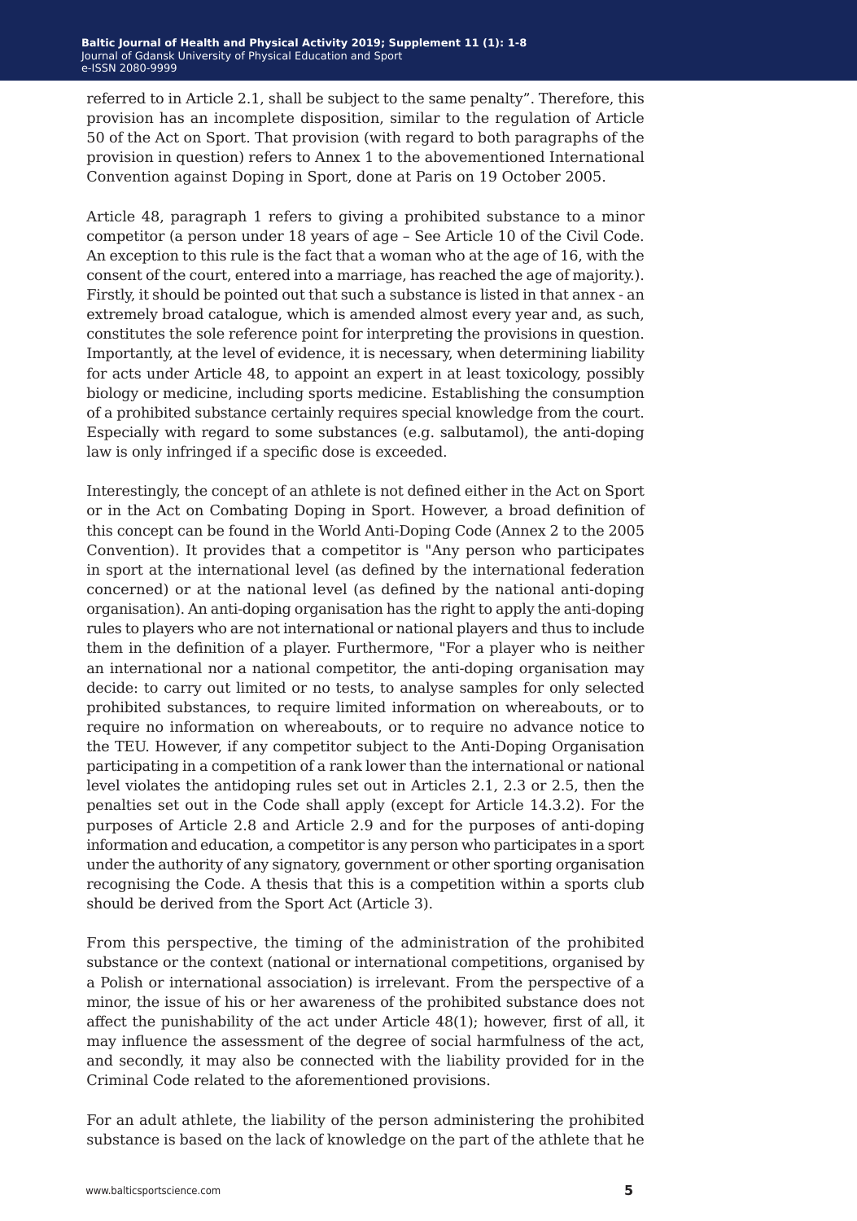referred to in Article 2.1, shall be subject to the same penalty". Therefore, this provision has an incomplete disposition, similar to the regulation of Article 50 of the Act on Sport. That provision (with regard to both paragraphs of the provision in question) refers to Annex 1 to the abovementioned International Convention against Doping in Sport, done at Paris on 19 October 2005.

Article 48, paragraph 1 refers to giving a prohibited substance to a minor competitor (a person under 18 years of age – See Article 10 of the Civil Code. An exception to this rule is the fact that a woman who at the age of 16, with the consent of the court, entered into a marriage, has reached the age of majority.). Firstly, it should be pointed out that such a substance is listed in that annex - an extremely broad catalogue, which is amended almost every year and, as such, constitutes the sole reference point for interpreting the provisions in question. Importantly, at the level of evidence, it is necessary, when determining liability for acts under Article 48, to appoint an expert in at least toxicology, possibly biology or medicine, including sports medicine. Establishing the consumption of a prohibited substance certainly requires special knowledge from the court. Especially with regard to some substances (e.g. salbutamol), the anti-doping law is only infringed if a specific dose is exceeded.

Interestingly, the concept of an athlete is not defined either in the Act on Sport or in the Act on Combating Doping in Sport. However, a broad definition of this concept can be found in the World Anti-Doping Code (Annex 2 to the 2005 Convention). It provides that a competitor is "Any person who participates in sport at the international level (as defined by the international federation concerned) or at the national level (as defined by the national anti-doping organisation). An anti-doping organisation has the right to apply the anti-doping rules to players who are not international or national players and thus to include them in the definition of a player. Furthermore, "For a player who is neither an international nor a national competitor, the anti-doping organisation may decide: to carry out limited or no tests, to analyse samples for only selected prohibited substances, to require limited information on whereabouts, or to require no information on whereabouts, or to require no advance notice to the TEU. However, if any competitor subject to the Anti-Doping Organisation participating in a competition of a rank lower than the international or national level violates the antidoping rules set out in Articles 2.1, 2.3 or 2.5, then the penalties set out in the Code shall apply (except for Article 14.3.2). For the purposes of Article 2.8 and Article 2.9 and for the purposes of anti-doping information and education, a competitor is any person who participates in a sport under the authority of any signatory, government or other sporting organisation recognising the Code. A thesis that this is a competition within a sports club should be derived from the Sport Act (Article 3).

From this perspective, the timing of the administration of the prohibited substance or the context (national or international competitions, organised by a Polish or international association) is irrelevant. From the perspective of a minor, the issue of his or her awareness of the prohibited substance does not affect the punishability of the act under Article 48(1); however, first of all, it may influence the assessment of the degree of social harmfulness of the act, and secondly, it may also be connected with the liability provided for in the Criminal Code related to the aforementioned provisions.

For an adult athlete, the liability of the person administering the prohibited substance is based on the lack of knowledge on the part of the athlete that he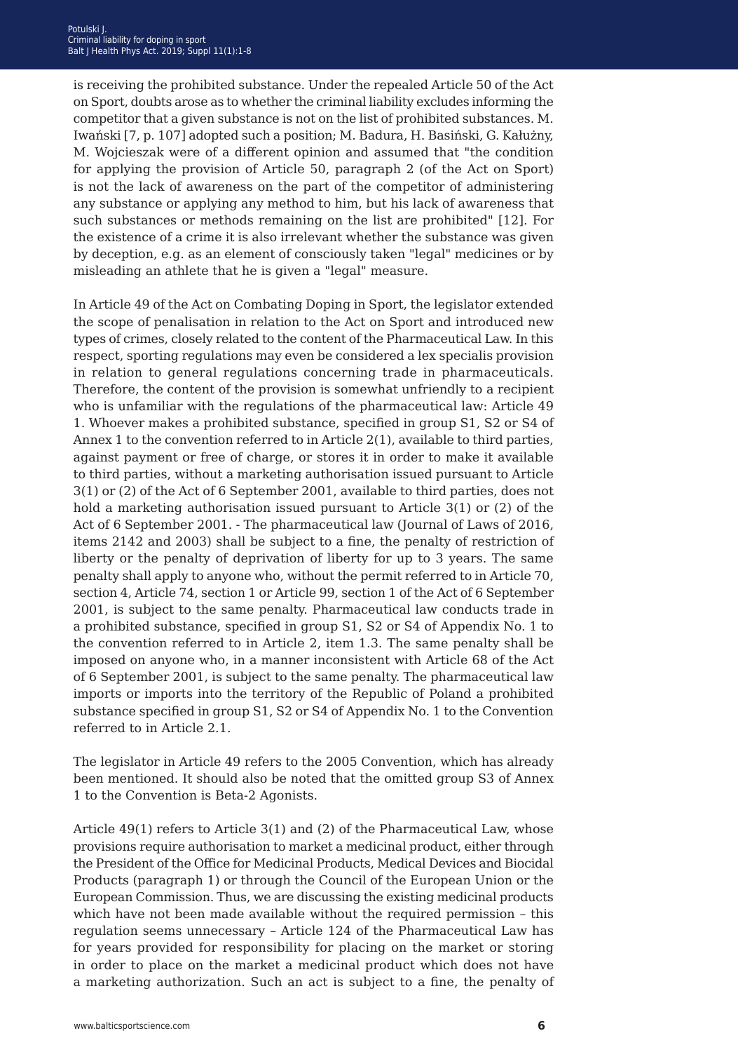is receiving the prohibited substance. Under the repealed Article 50 of the Act on Sport, doubts arose as to whether the criminal liability excludes informing the competitor that a given substance is not on the list of prohibited substances. M. Iwański [7, p. 107] adopted such a position; M. Badura, H. Basiński, G. Kałużny, M. Wojcieszak were of a different opinion and assumed that "the condition for applying the provision of Article 50, paragraph 2 (of the Act on Sport) is not the lack of awareness on the part of the competitor of administering any substance or applying any method to him, but his lack of awareness that such substances or methods remaining on the list are prohibited" [12]. For the existence of a crime it is also irrelevant whether the substance was given by deception, e.g. as an element of consciously taken "legal" medicines or by misleading an athlete that he is given a "legal" measure.

In Article 49 of the Act on Combating Doping in Sport, the legislator extended the scope of penalisation in relation to the Act on Sport and introduced new types of crimes, closely related to the content of the Pharmaceutical Law. In this respect, sporting regulations may even be considered a lex specialis provision in relation to general regulations concerning trade in pharmaceuticals. Therefore, the content of the provision is somewhat unfriendly to a recipient who is unfamiliar with the regulations of the pharmaceutical law: Article 49 1. Whoever makes a prohibited substance, specified in group S1, S2 or S4 of Annex 1 to the convention referred to in Article 2(1), available to third parties, against payment or free of charge, or stores it in order to make it available to third parties, without a marketing authorisation issued pursuant to Article 3(1) or (2) of the Act of 6 September 2001, available to third parties, does not hold a marketing authorisation issued pursuant to Article 3(1) or (2) of the Act of 6 September 2001. - The pharmaceutical law (Journal of Laws of 2016, items 2142 and 2003) shall be subject to a fine, the penalty of restriction of liberty or the penalty of deprivation of liberty for up to 3 years. The same penalty shall apply to anyone who, without the permit referred to in Article 70, section 4, Article 74, section 1 or Article 99, section 1 of the Act of 6 September 2001, is subject to the same penalty. Pharmaceutical law conducts trade in a prohibited substance, specified in group S1, S2 or S4 of Appendix No. 1 to the convention referred to in Article 2, item 1.3. The same penalty shall be imposed on anyone who, in a manner inconsistent with Article 68 of the Act of 6 September 2001, is subject to the same penalty. The pharmaceutical law imports or imports into the territory of the Republic of Poland a prohibited substance specified in group S1, S2 or S4 of Appendix No. 1 to the Convention referred to in Article 2.1.

The legislator in Article 49 refers to the 2005 Convention, which has already been mentioned. It should also be noted that the omitted group S3 of Annex 1 to the Convention is Beta-2 Agonists.

Article 49(1) refers to Article 3(1) and (2) of the Pharmaceutical Law, whose provisions require authorisation to market a medicinal product, either through the President of the Office for Medicinal Products, Medical Devices and Biocidal Products (paragraph 1) or through the Council of the European Union or the European Commission. Thus, we are discussing the existing medicinal products which have not been made available without the required permission – this regulation seems unnecessary – Article 124 of the Pharmaceutical Law has for years provided for responsibility for placing on the market or storing in order to place on the market a medicinal product which does not have a marketing authorization. Such an act is subject to a fine, the penalty of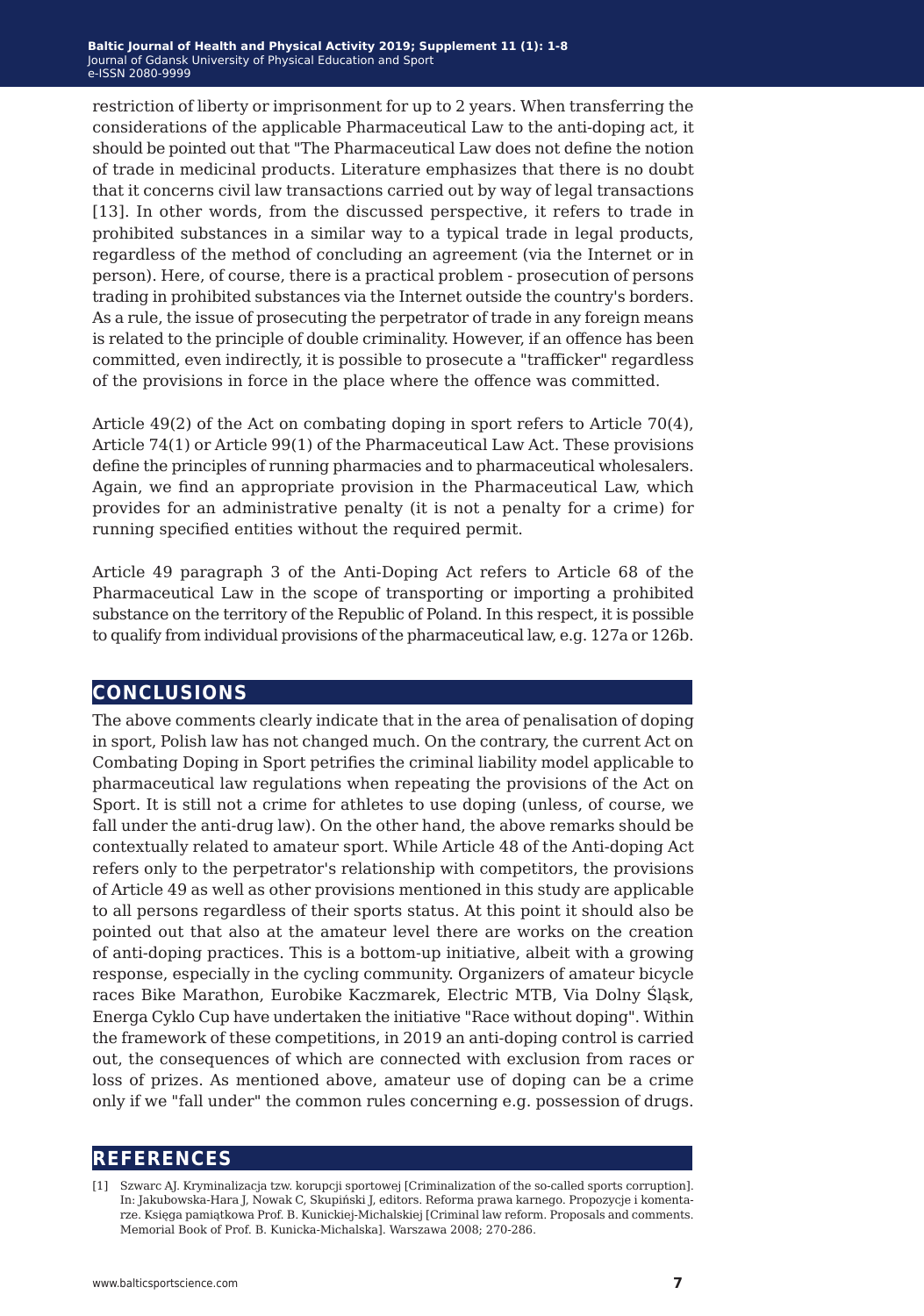restriction of liberty or imprisonment for up to 2 years. When transferring the considerations of the applicable Pharmaceutical Law to the anti-doping act, it should be pointed out that "The Pharmaceutical Law does not define the notion of trade in medicinal products. Literature emphasizes that there is no doubt that it concerns civil law transactions carried out by way of legal transactions [13]. In other words, from the discussed perspective, it refers to trade in prohibited substances in a similar way to a typical trade in legal products, regardless of the method of concluding an agreement (via the Internet or in person). Here, of course, there is a practical problem - prosecution of persons trading in prohibited substances via the Internet outside the country's borders. As a rule, the issue of prosecuting the perpetrator of trade in any foreign means is related to the principle of double criminality. However, if an offence has been committed, even indirectly, it is possible to prosecute a "trafficker" regardless of the provisions in force in the place where the offence was committed.

Article 49(2) of the Act on combating doping in sport refers to Article 70(4), Article 74(1) or Article 99(1) of the Pharmaceutical Law Act. These provisions define the principles of running pharmacies and to pharmaceutical wholesalers. Again, we find an appropriate provision in the Pharmaceutical Law, which provides for an administrative penalty (it is not a penalty for a crime) for running specified entities without the required permit.

Article 49 paragraph 3 of the Anti-Doping Act refers to Article 68 of the Pharmaceutical Law in the scope of transporting or importing a prohibited substance on the territory of the Republic of Poland. In this respect, it is possible to qualify from individual provisions of the pharmaceutical law, e.g. 127a or 126b.

## CONCLUSIONS

The above comments clearly indicate that in the area of penalisation of doping in sport, Polish law has not changed much. On the contrary, the current Act on Combating Doping in Sport petrifies the criminal liability model applicable to pharmaceutical law regulations when repeating the provisions of the Act on Sport. It is still not a crime for athletes to use doping (unless, of course, we fall under the anti-drug law). On the other hand, the above remarks should be contextually related to amateur sport. While Article 48 of the Anti-doping Act refers only to the perpetrator's relationship with competitors, the provisions of Article 49 as well as other provisions mentioned in this study are applicable to all persons regardless of their sports status. At this point it should also be pointed out that also at the amateur level there are works on the creation of anti-doping practices. This is a bottom-up initiative, albeit with a growing response, especially in the cycling community. Organizers of amateur bicycle races Bike Marathon, Eurobike Kaczmarek, Electric MTB, Via Dolny Śląsk, Energa Cyklo Cup have undertaken the initiative "Race without doping". Within the framework of these competitions, in 2019 an anti-doping control is carried out, the consequences of which are connected with exclusion from races or loss of prizes. As mentioned above, amateur use of doping can be a crime only if we "fall under" the common rules concerning e.g. possession of drugs.

## REFERENCES

[1] Szwarc AJ. Kryminalizacja tzw. korupcji sportowej [Criminalization of the so-called sports corruption]. In: Jakubowska-Hara J, Nowak C, Skupiński J, editors. Reforma prawa karnego. Propozycje i komentarze. Księga pamiątkowa Prof. B. Kunickiej-Michalskiej [Criminal law reform. Proposals and comments. Memorial Book of Prof. B. Kunicka-Michalska]. Warszawa 2008; 270-286.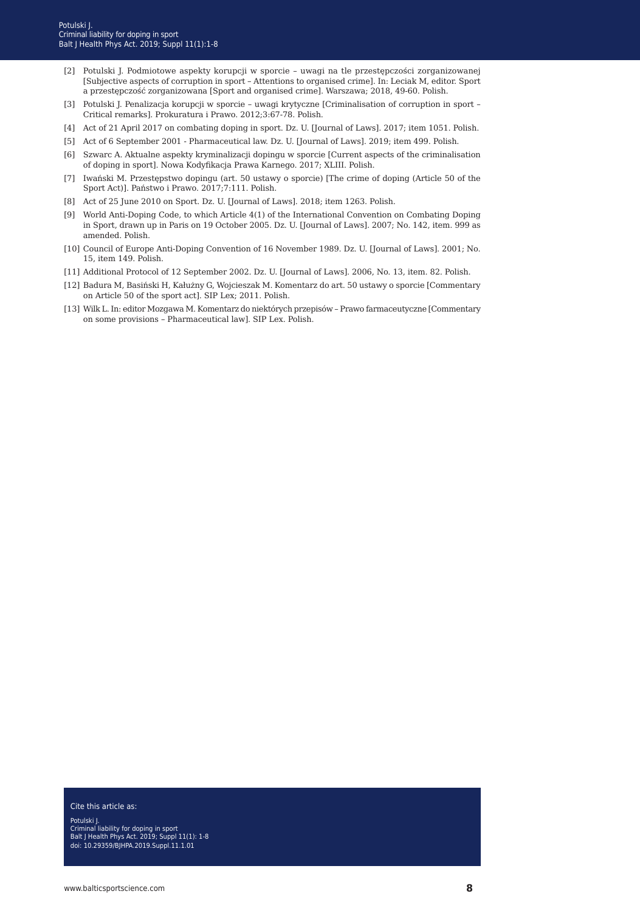[2] Potulski J. Podmiotowe aspekty korupcji w sporcie – uwagi na tle przestępczości zorganizowanej [Subjective aspects of corruption in sport – Attentions to organised crime]. In: Leciak M, editor. Sport a przestępczość zorganizowana [Sport and organised crime]. Warszawa; 2018, 49-60. Polish.

[3] Potulski J. Penalizacja korupcji w sporcie – uwagi krytyczne [Criminalisation of corruption in sport – Critical remarks]. Prokuratura i Prawo. 2012;3:67-78. Polish.

[4] Act of 21 April 2017 on combating doping in sport. Dz. U. [Journal of Laws]. 2017; item 1051. Polish.

[5] Act of 6 September 2001 - Pharmaceutical law. Dz. U. [Journal of Laws]. 2019; item 499. Polish.

[6] Szwarc A. Aktualne aspekty kryminalizacji dopingu w sporcie [Current aspects of the criminalisation of doping in sport]. Nowa Kodyfikacja Prawa Karnego. 2017; XLIII. Polish.

[7] Iwański M. Przestępstwo dopingu (art. 50 ustawy o sporcie) [The crime of doping (Article 50 of the Sport Act)]. Państwo i Prawo. 2017;7:111. Polish.

[8] Act of 25 June 2010 on Sport. Dz. U. [Journal of Laws]. 2018; item 1263. Polish.

[9] World Anti-Doping Code, to which Article 4(1) of the International Convention on Combating Doping in Sport, drawn up in Paris on 19 October 2005. Dz. U. [Journal of Laws]. 2007; No. 142, item. 999 as amended. Polish.

[10] Council of Europe Anti-Doping Convention of 16 November 1989. Dz. U. [Journal of Laws]. 2001; No. 15, item 149. Polish.

[11] Additional Protocol of 12 September 2002. Dz. U. [Journal of Laws]. 2006, No. 13, item. 82. Polish.

[12] Badura M, Basiński H, Kałużny G, Wojcieszak M. Komentarz do art. 50 ustawy o sporcie [Commentary on Article 50 of the sport act]. SIP Lex; 2011. Polish.

[13] Wilk L. In: editor Mozgawa M. Komentarz do niektórych przepisów – Prawo farmaceutyczne [Commentary on some provisions – Pharmaceutical law]. SIP Lex. Polish.

Cite this article as:

Potulski J.
Criminal liability for doping in sport
Balt J Health Phys Act. 2019; Suppl 11(1): 1-8
doi: 10.29359/BJHPA.2019.Suppl.11.1.01